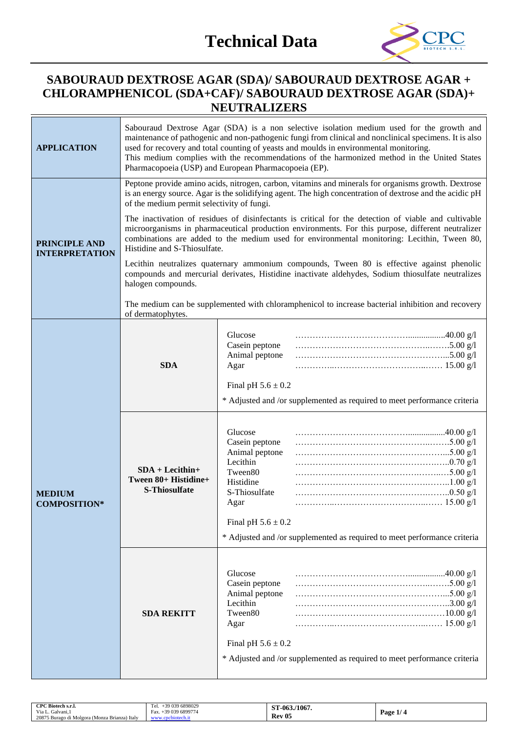# Technical Data

## SABOURAUD DEXTROSE AGAR (SDA)/ SABOURAUD DEXTROSE AGAR + CHLORAMPHENICOL (SDA+CAF)/ SABOURAUD DEXTROSE AGAR (SDA)+ NEUTRALIZERS

| | | |
|---|---|---|
| **APPLICATION** | Sabouraud Dextrose Agar (SDA) is a non selective isolation medium used for the growth and maintenance of pathogenic and non-pathogenic fungi from clinical and nonclinical specimens. It is also used for recovery and total counting of yeasts and moulds in environmental monitoring.<br>This medium complies with the recommendations of the harmonized method in the United States Pharmacopoeia (USP) and European Pharmacopoeia (EP). | |
| **PRINCIPLE AND INTERPRETATION** | Peptone provide amino acids, nitrogen, carbon, vitamins and minerals for organisms growth. Dextrose is an energy source. Agar is the solidifying agent. The high concentration of dextrose and the acidic pH of the medium permit selectivity of fungi.<br><br>The inactivation of residues of disinfectants is critical for the detection of viable and cultivable microorganisms in pharmaceutical production environments. For this purpose, different neutralizer combinations are added to the medium used for environmental monitoring: Lecithin, Tween 80, Histidine and S-Thiosulfate.<br><br>Lecithin neutralizes quaternary ammonium compounds, Tween 80 is effective against phenolic compounds and mercurial derivates, Histidine inactivate aldehydes, Sodium thiosulfate neutralizes halogen compounds.<br><br>The medium can be supplemented with chloramphenicol to increase bacterial inhibition and recovery of dermatophytes. | |
| **MEDIUM COMPOSITION*** | **SDA** | Glucose ....40.00 g/l<br>Casein peptone ....5.00 g/l<br>Animal peptone ....5.00 g/l<br>Agar .... 15.00 g/l<br><br>Final pH 5.6 ± 0.2<br><br>* Adjusted and /or supplemented as required to meet performance criteria |
| | **SDA + Lecithin+ Tween 80+ Histidine+ S-Thiosulfate** | Glucose ....40.00 g/l<br>Casein peptone ....5.00 g/l<br>Animal peptone ....5.00 g/l<br>Lecithin ....0.70 g/l<br>Tween80 ....5.00 g/l<br>Histidine ....1.00 g/l<br>S-Thiosulfate ....0.50 g/l<br>Agar .... 15.00 g/l<br><br>Final pH 5.6 ± 0.2<br><br>* Adjusted and /or supplemented as required to meet performance criteria |
| | **SDA REKITT** | Glucose ....40.00 g/l<br>Casein peptone ....5.00 g/l<br>Animal peptone ....5.00 g/l<br>Lecithin ....3.00 g/l<br>Tween80 ....10.00 g/l<br>Agar .... 15.00 g/l<br><br>Final pH 5.6 ± 0.2<br><br>* Adjusted and /or supplemented as required to meet performance criteria |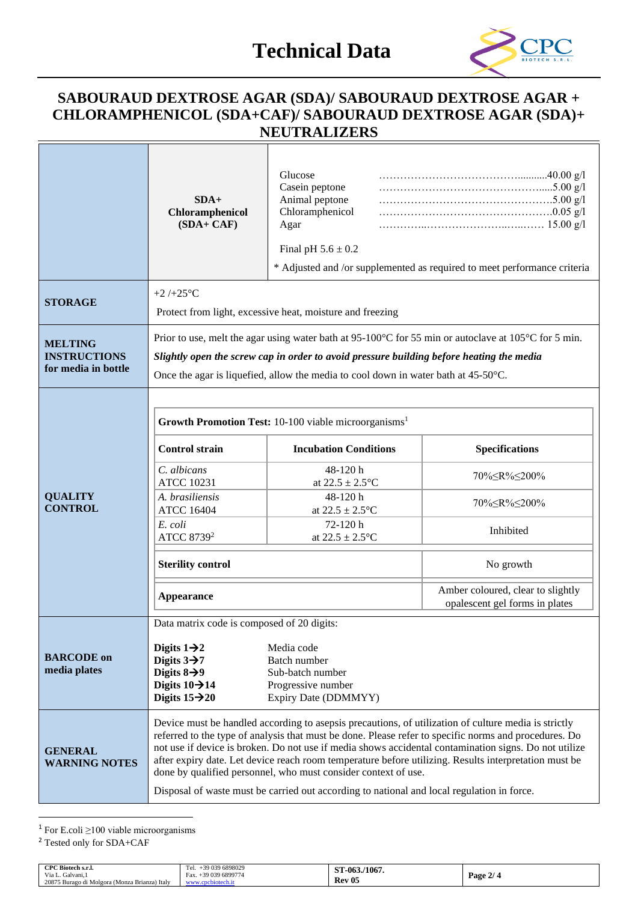# Technical Data

## SABOURAUD DEXTROSE AGAR (SDA)/ SABOURAUD DEXTROSE AGAR + CHLORAMPHENICOL (SDA+CAF)/ SABOURAUD DEXTROSE AGAR (SDA)+ NEUTRALIZERS

| | | |
|---|---|---|
| | **SDA+ Chloramphenicol (SDA+ CAF)** | Glucose ……………………………………...........40.00 g/l<br>Casein peptone ………………………………………......5.00 g/l<br>Animal peptone …………………………………………..5.00 g/l<br>Chloramphenicol ………………………………………….0.05 g/l<br>Agar …………...………………….…..….…. 15.00 g/l<br><br>Final pH 5.6 ± 0.2<br><br>* Adjusted and /or supplemented as required to meet performance criteria |
| **STORAGE** | +2 /+25°C<br>Protect from light, excessive heat, moisture and freezing | |
| **MELTING INSTRUCTIONS for media in bottle** | Prior to use, melt the agar using water bath at 95-100°C for 55 min or autoclave at 105°C for 5 min.<br>***Slightly open the screw cap in order to avoid pressure building before heating the media***<br>Once the agar is liquefied, allow the media to cool down in water bath at 45-50°C. | |

**QUALITY CONTROL**

**Growth Promotion Test:** 10-100 viable microorganisms[1]

| Control strain | Incubation Conditions | Specifications |
|---|---|---|
| *C. albicans* ATCC 10231 | 48-120 h at 22.5 ± 2.5°C | 70%≤R%≤200% |
| *A. brasiliensis* ATCC 16404 | 48-120 h at 22.5 ± 2.5°C | 70%≤R%≤200% |
| *E. coli* ATCC 8739[2] | 72-120 h at 22.5 ± 2.5°C | Inhibited |
| **Sterility control** | | No growth |
| **Appearance** | | Amber coloured, clear to slightly opalescent gel forms in plates |

**BARCODE on media plates**

Data matrix code is composed of 20 digits:

| | |
|---|---|
| **Digits 1→2** | Media code |
| **Digits 3→7** | Batch number |
| **Digits 8→9** | Sub-batch number |
| **Digits 10→14** | Progressive number |
| **Digits 15→20** | Expiry Date (DDMMYY) |

**GENERAL WARNING NOTES**

Device must be handled according to asepsis precautions, of utilization of culture media is strictly referred to the type of analysis that must be done. Please refer to specific norms and procedures. Do not use if device is broken. Do not use if media shows accidental contamination signs. Do not utilize after expiry date. Let device reach room temperature before utilizing. Results interpretation must be done by qualified personnel, who must consider context of use.

Disposal of waste must be carried out according to national and local regulation in force.

---

[1] For E.coli ≥100 viable microorganisms

[2] Tested only for SDA+CAF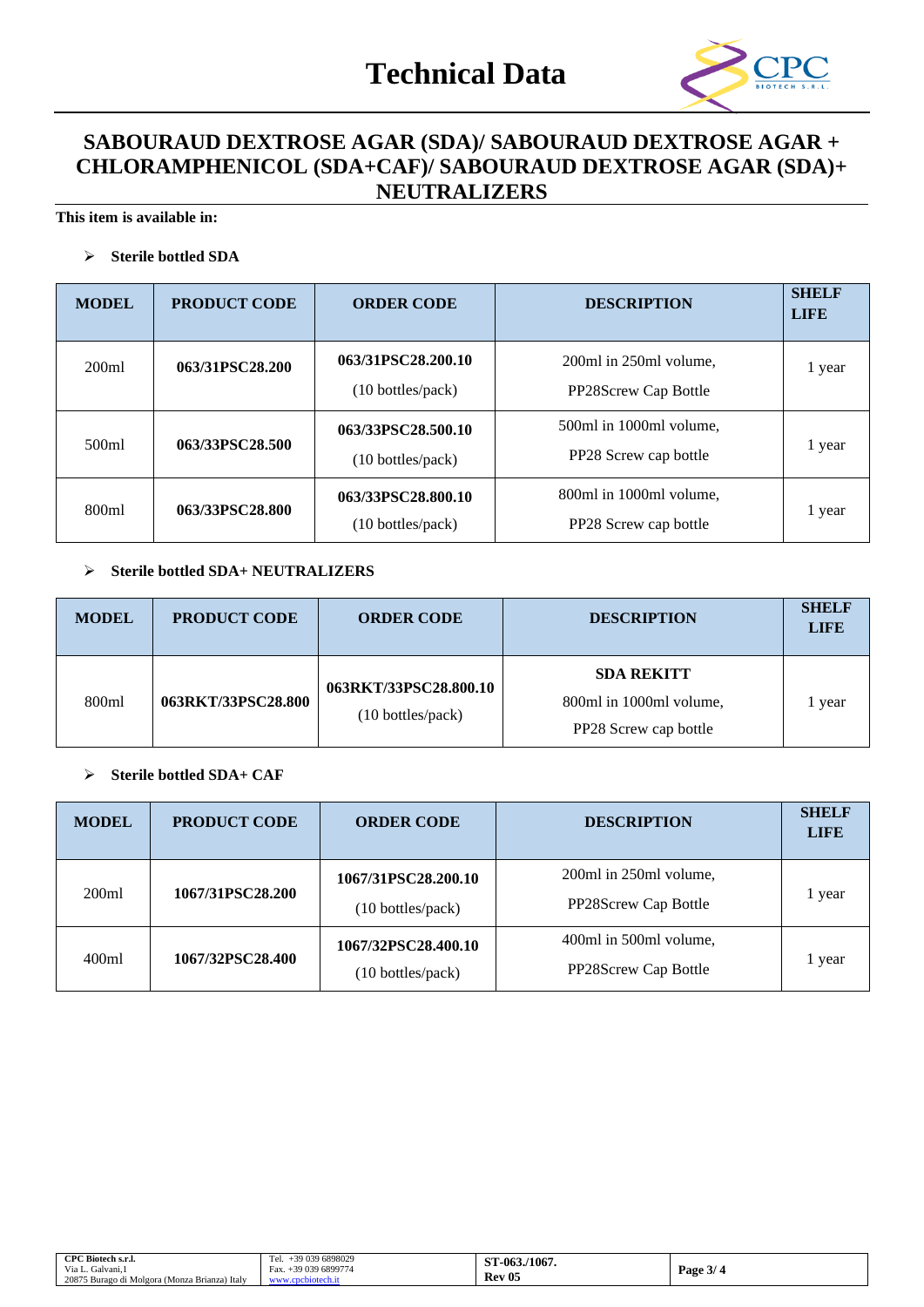# SABOURAUD DEXTROSE AGAR (SDA)/ SABOURAUD DEXTROSE AGAR + CHLORAMPHENICOL (SDA+CAF)/ SABOURAUD DEXTROSE AGAR (SDA)+ NEUTRALIZERS

**This item is available in:**

- **Sterile bottled SDA**

| MODEL | PRODUCT CODE | ORDER CODE | DESCRIPTION | SHELF LIFE |
|---|---|---|---|---|
| 200ml | **063/31PSC28.200** | **063/31PSC28.200.10** (10 bottles/pack) | 200ml in 250ml volume, PP28Screw Cap Bottle | 1 year |
| 500ml | **063/33PSC28.500** | **063/33PSC28.500.10** (10 bottles/pack) | 500ml in 1000ml volume, PP28 Screw cap bottle | 1 year |
| 800ml | **063/33PSC28.800** | **063/33PSC28.800.10** (10 bottles/pack) | 800ml in 1000ml volume, PP28 Screw cap bottle | 1 year |

- **Sterile bottled SDA+ NEUTRALIZERS**

| MODEL | PRODUCT CODE | ORDER CODE | DESCRIPTION | SHELF LIFE |
|---|---|---|---|---|
| 800ml | **063RKT/33PSC28.800** | **063RKT/33PSC28.800.10** (10 bottles/pack) | **SDA REKITT** 800ml in 1000ml volume, PP28 Screw cap bottle | 1 year |

- **Sterile bottled SDA+ CAF**

| MODEL | PRODUCT CODE | ORDER CODE | DESCRIPTION | SHELF LIFE |
|---|---|---|---|---|
| 200ml | **1067/31PSC28.200** | **1067/31PSC28.200.10** (10 bottles/pack) | 200ml in 250ml volume, PP28Screw Cap Bottle | 1 year |
| 400ml | **1067/32PSC28.400** | **1067/32PSC28.400.10** (10 bottles/pack) | 400ml in 500ml volume, PP28Screw Cap Bottle | 1 year |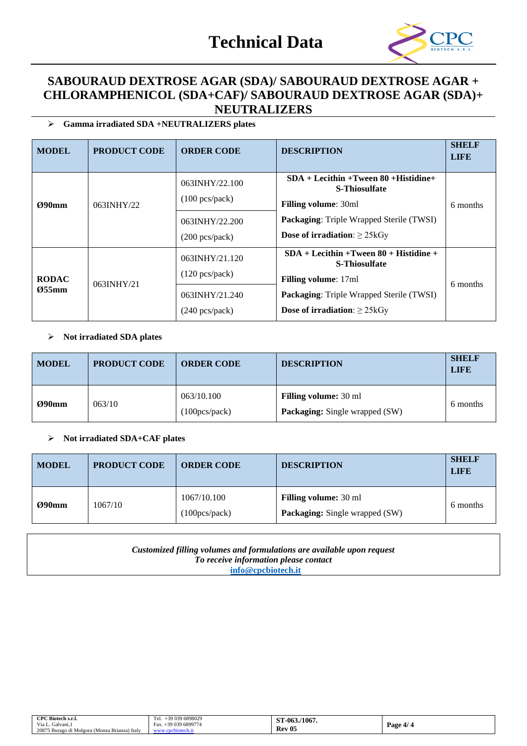# Technical Data

## SABOURAUD DEXTROSE AGAR (SDA)/ SABOURAUD DEXTROSE AGAR + CHLORAMPHENICOL (SDA+CAF)/ SABOURAUD DEXTROSE AGAR (SDA)+ NEUTRALIZERS

- **Gamma irradiated SDA +NEUTRALIZERS plates**

| MODEL | PRODUCT CODE | ORDER CODE | DESCRIPTION | SHELF LIFE |
|---|---|---|---|---|
| **Ø90mm** | 063INHY/22 | 063INHY/22.100 (100 pcs/pack)<br>063INHY/22.200 (200 pcs/pack) | **SDA + Lecithin +Tween 80 +Histidine+ S-Thiosulfate**<br>**Filling volume**: 30ml<br>**Packaging**: Triple Wrapped Sterile (TWSI)<br>**Dose of irradiation**: ≥ 25kGy | 6 months |
| **RODAC Ø55mm** | 063INHY/21 | 063INHY/21.120 (120 pcs/pack)<br>063INHY/21.240 (240 pcs/pack) | **SDA + Lecithin +Tween 80 + Histidine + S-Thiosulfate**<br>**Filling volume**: 17ml<br>**Packaging**: Triple Wrapped Sterile (TWSI)<br>**Dose of irradiation**: ≥ 25kGy | 6 months |

- **Not irradiated SDA plates**

| MODEL | PRODUCT CODE | ORDER CODE | DESCRIPTION | SHELF LIFE |
|---|---|---|---|---|
| **Ø90mm** | 063/10 | 063/10.100 (100pcs/pack) | **Filling volume:** 30 ml<br>**Packaging:** Single wrapped (SW) | 6 months |

- **Not irradiated SDA+CAF plates**

| MODEL | PRODUCT CODE | ORDER CODE | DESCRIPTION | SHELF LIFE |
|---|---|---|---|---|
| **Ø90mm** | 1067/10 | 1067/10.100 (100pcs/pack) | **Filling volume:** 30 ml<br>**Packaging:** Single wrapped (SW) | 6 months |

***Customized filling volumes and formulations are available upon request***
***To receive information please contact***
**info@cpcbiotech.it**

CPC Biotech s.r.l.
Via L. Galvani,1
20875 Burago di Molgora (Monza Brianza) Italy
Tel. +39 039 6898029
Fax. +39 039 6899774
www.cpcbiotech.it

ST-063./1067.
Rev 05